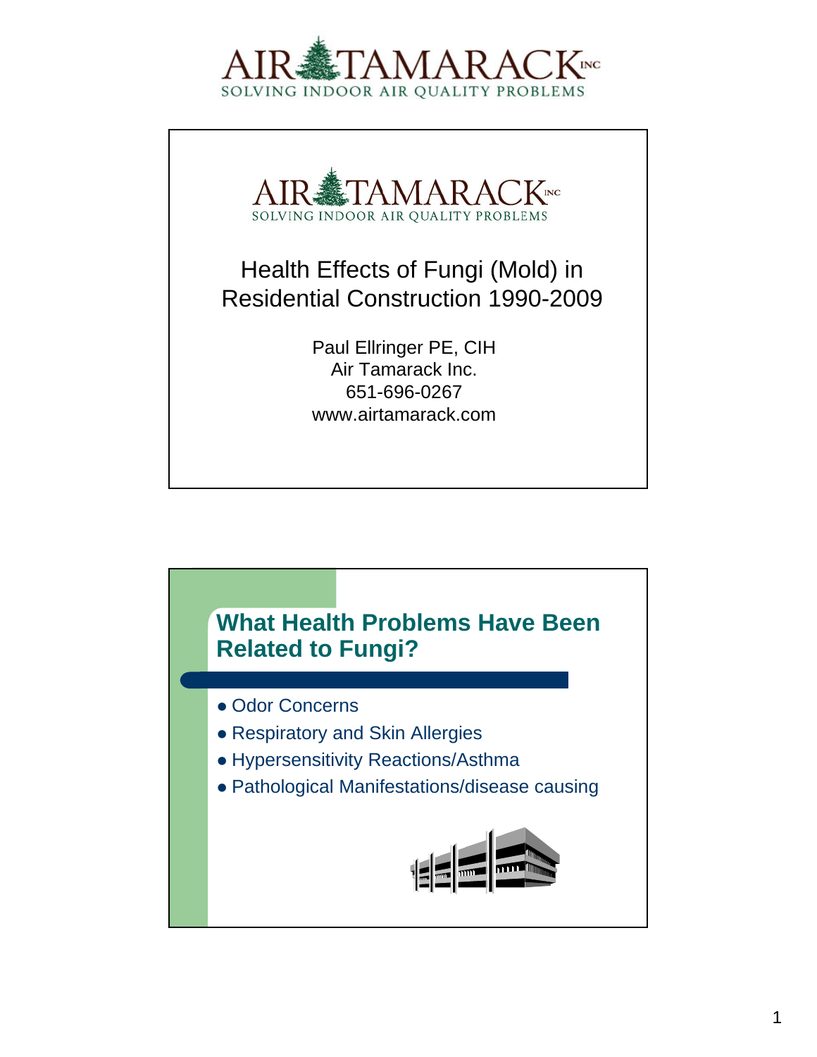AIR TAMARACK INC
SOLVING INDOOR AIR QUALITY PROBLEMS

AIR TAMARACK INC
SOLVING INDOOR AIR QUALITY PROBLEMS

# Health Effects of Fungi (Mold) in Residential Construction 1990-2009

Paul Ellringer PE, CIH
Air Tamarack Inc.
651-696-0267
www.airtamarack.com

## What Health Problems Have Been Related to Fungi?

- Odor Concerns
- Respiratory and Skin Allergies
- Hypersensitivity Reactions/Asthma
- Pathological Manifestations/disease causing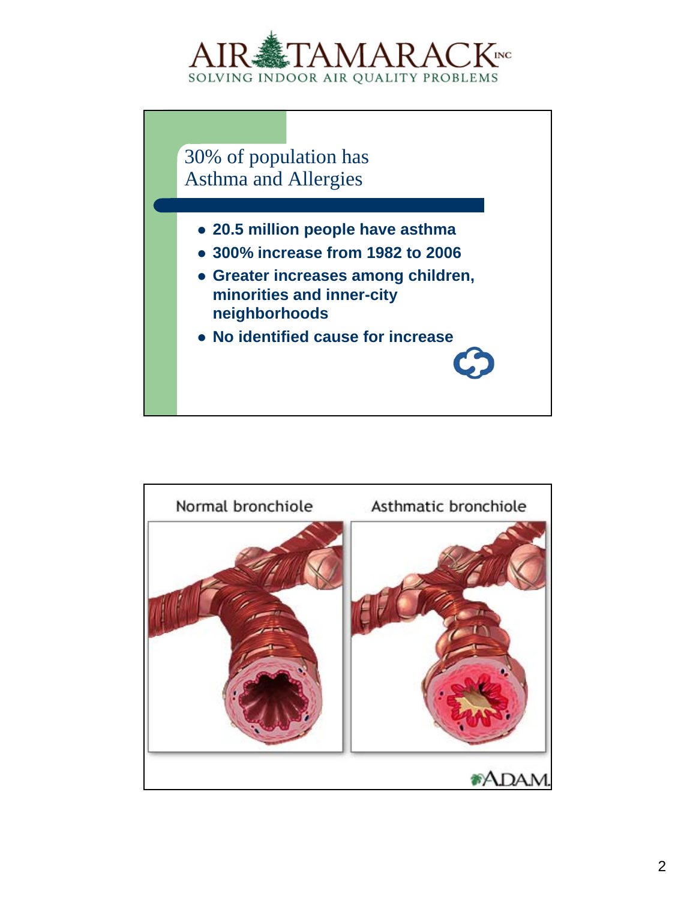# 30% of population has Asthma and Allergies

- **20.5 million people have asthma**
- **300% increase from 1982 to 2006**
- **Greater increases among children, minorities and inner-city neighborhoods**
- **No identified cause for increase**

Normal bronchiole

Asthmatic bronchiole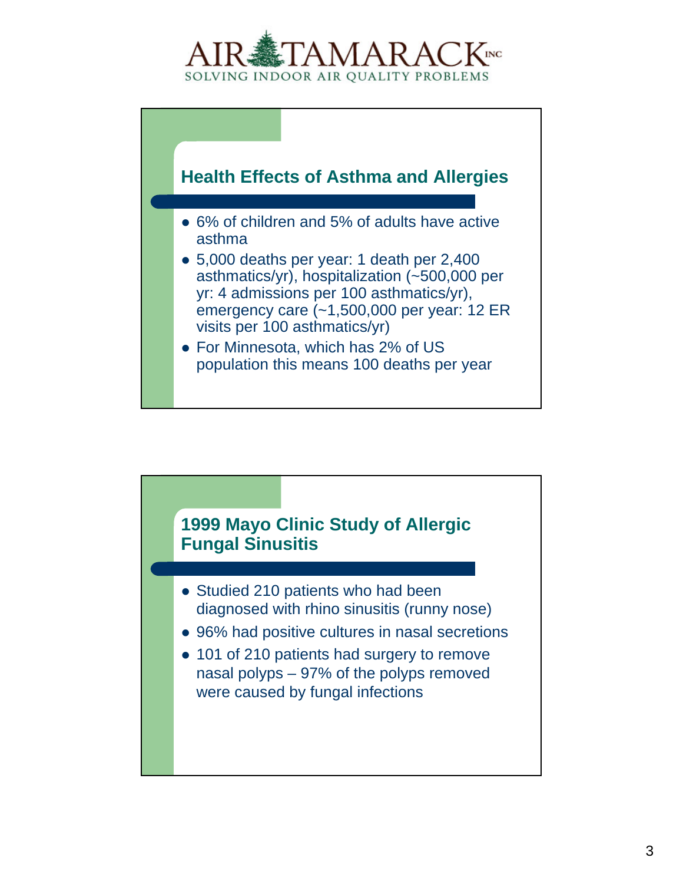## Health Effects of Asthma and Allergies

- 6% of children and 5% of adults have active asthma
- 5,000 deaths per year: 1 death per 2,400 asthmatics/yr), hospitalization (~500,000 per yr: 4 admissions per 100 asthmatics/yr), emergency care (~1,500,000 per year: 12 ER visits per 100 asthmatics/yr)
- For Minnesota, which has 2% of US population this means 100 deaths per year

## 1999 Mayo Clinic Study of Allergic Fungal Sinusitis

- Studied 210 patients who had been diagnosed with rhino sinusitis (runny nose)
- 96% had positive cultures in nasal secretions
- 101 of 210 patients had surgery to remove nasal polyps – 97% of the polyps removed were caused by fungal infections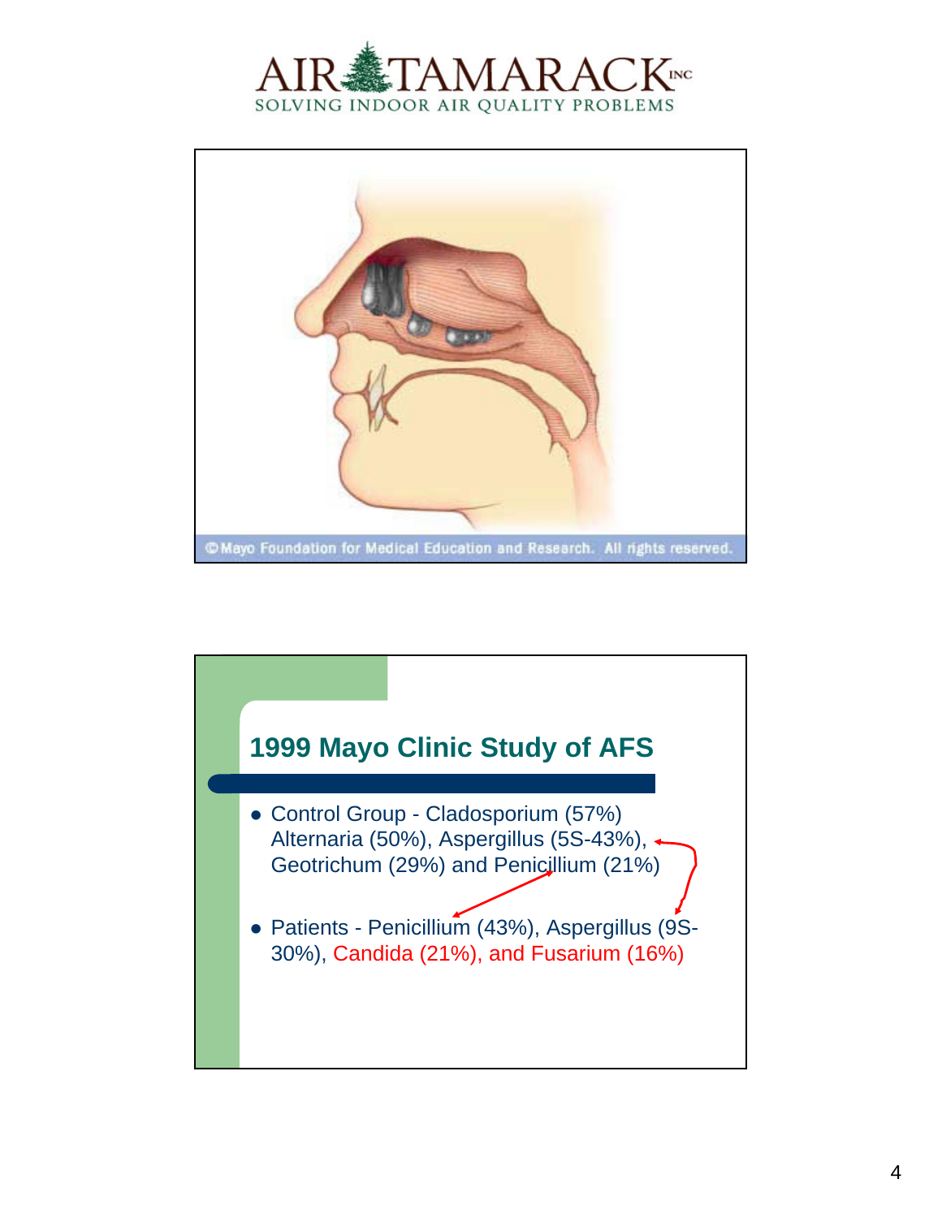© Mayo Foundation for Medical Education and Research. All rights reserved.

## 1999 Mayo Clinic Study of AFS

- Control Group - Cladosporium (57%) Alternaria (50%), Aspergillus (5S-43%), Geotrichum (29%) and Penicillium (21%)
- Patients - Penicillium (43%), Aspergillus (9S-30%), Candida (21%), and Fusarium (16%)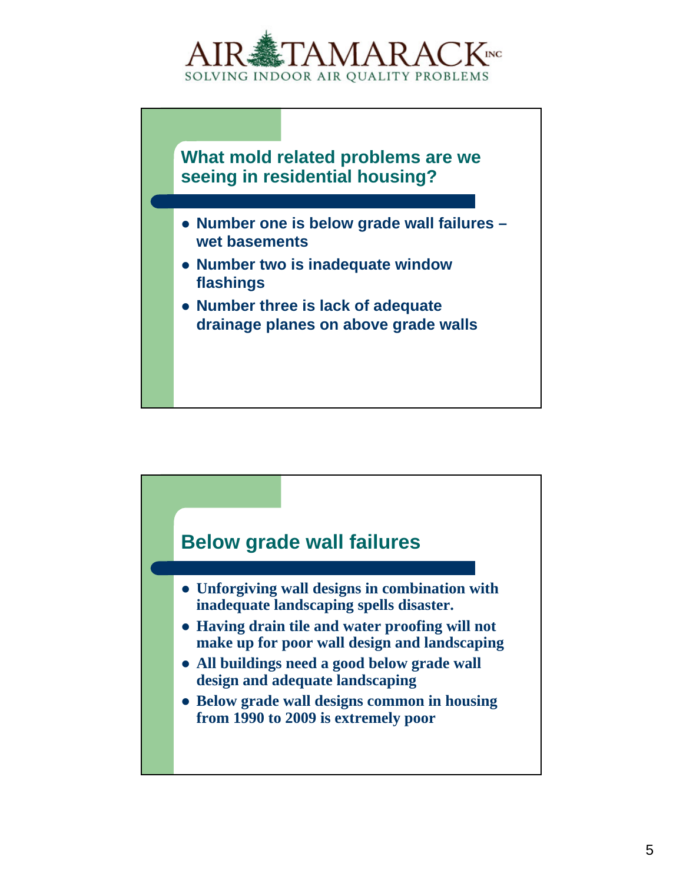## What mold related problems are we seeing in residential housing?

- **Number one is below grade wall failures – wet basements**
- **Number two is inadequate window flashings**
- **Number three is lack of adequate drainage planes on above grade walls**

## Below grade wall failures

- **Unforgiving wall designs in combination with inadequate landscaping spells disaster.**
- **Having drain tile and water proofing will not make up for poor wall design and landscaping**
- **All buildings need a good below grade wall design and adequate landscaping**
- **Below grade wall designs common in housing from 1990 to 2009 is extremely poor**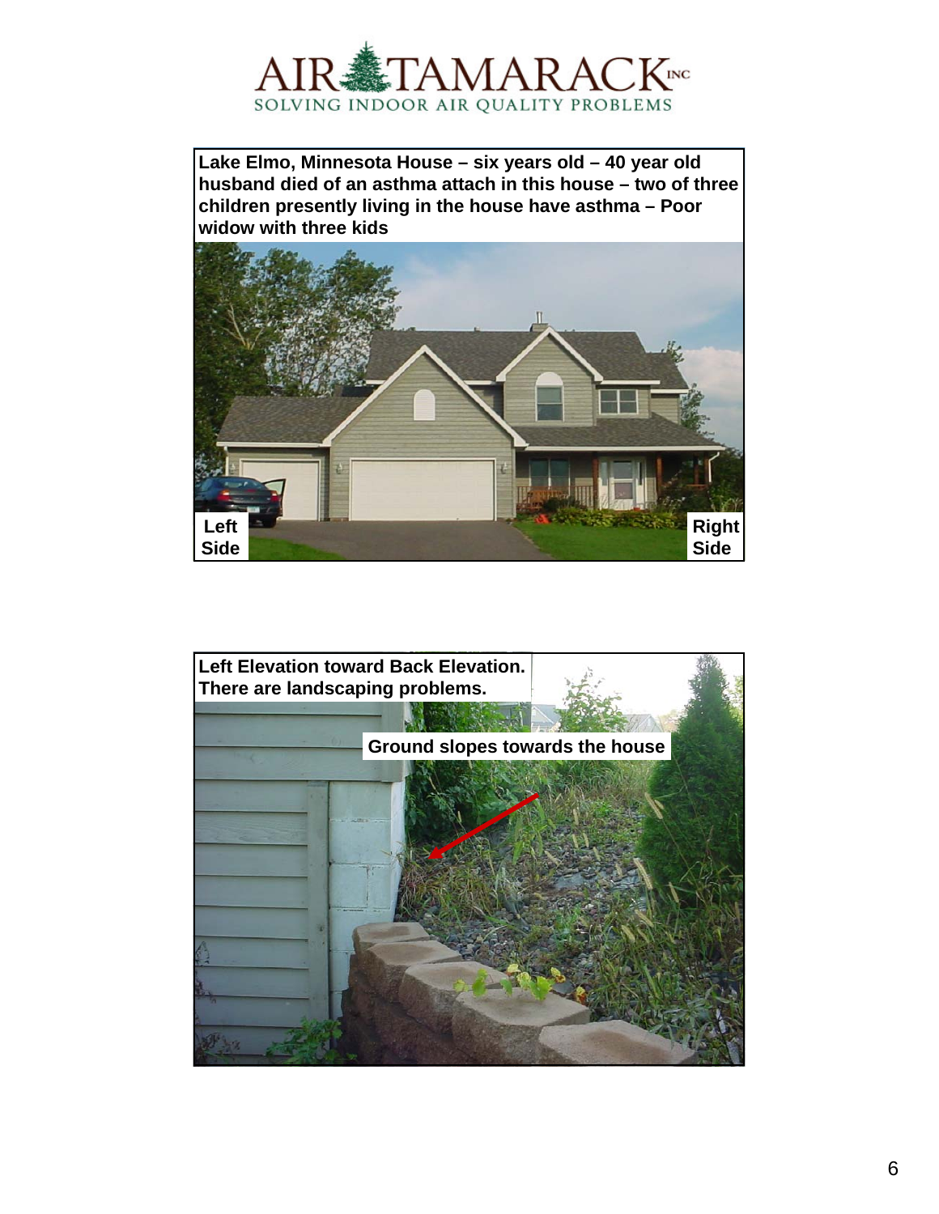Lake Elmo, Minnesota House – six years old – 40 year old husband died of an asthma attach in this house – two of three children presently living in the house have asthma – Poor widow with three kids

Left Side

Right Side

Left Elevation toward Back Elevation. There are landscaping problems.

Ground slopes towards the house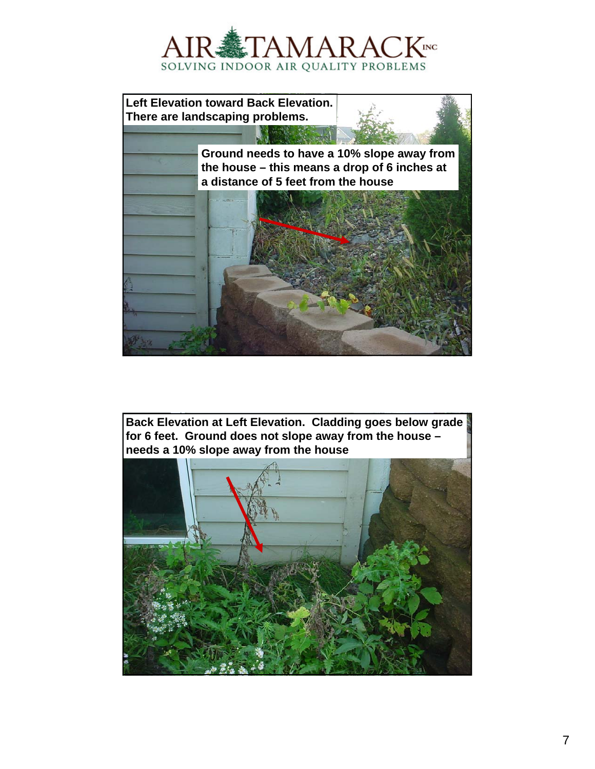Left Elevation toward Back Elevation. There are landscaping problems.

Ground needs to have a 10% slope away from the house – this means a drop of 6 inches at a distance of 5 feet from the house

Back Elevation at Left Elevation. Cladding goes below grade for 6 feet. Ground does not slope away from the house – needs a 10% slope away from the house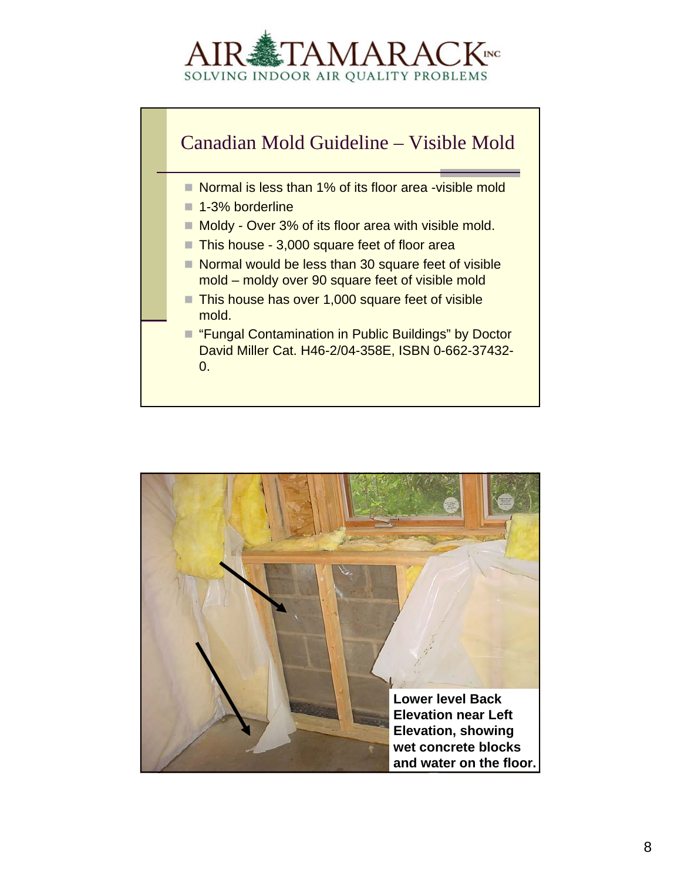# Canadian Mold Guideline – Visible Mold

- Normal is less than 1% of its floor area -visible mold
- 1-3% borderline
- Moldy - Over 3% of its floor area with visible mold.
- This house - 3,000 square feet of floor area
- Normal would be less than 30 square feet of visible mold – moldy over 90 square feet of visible mold
- This house has over 1,000 square feet of visible mold.
- "Fungal Contamination in Public Buildings" by Doctor David Miller Cat. H46-2/04-358E, ISBN 0-662-37432-0.

**Lower level Back Elevation near Left Elevation, showing wet concrete blocks and water on the floor.**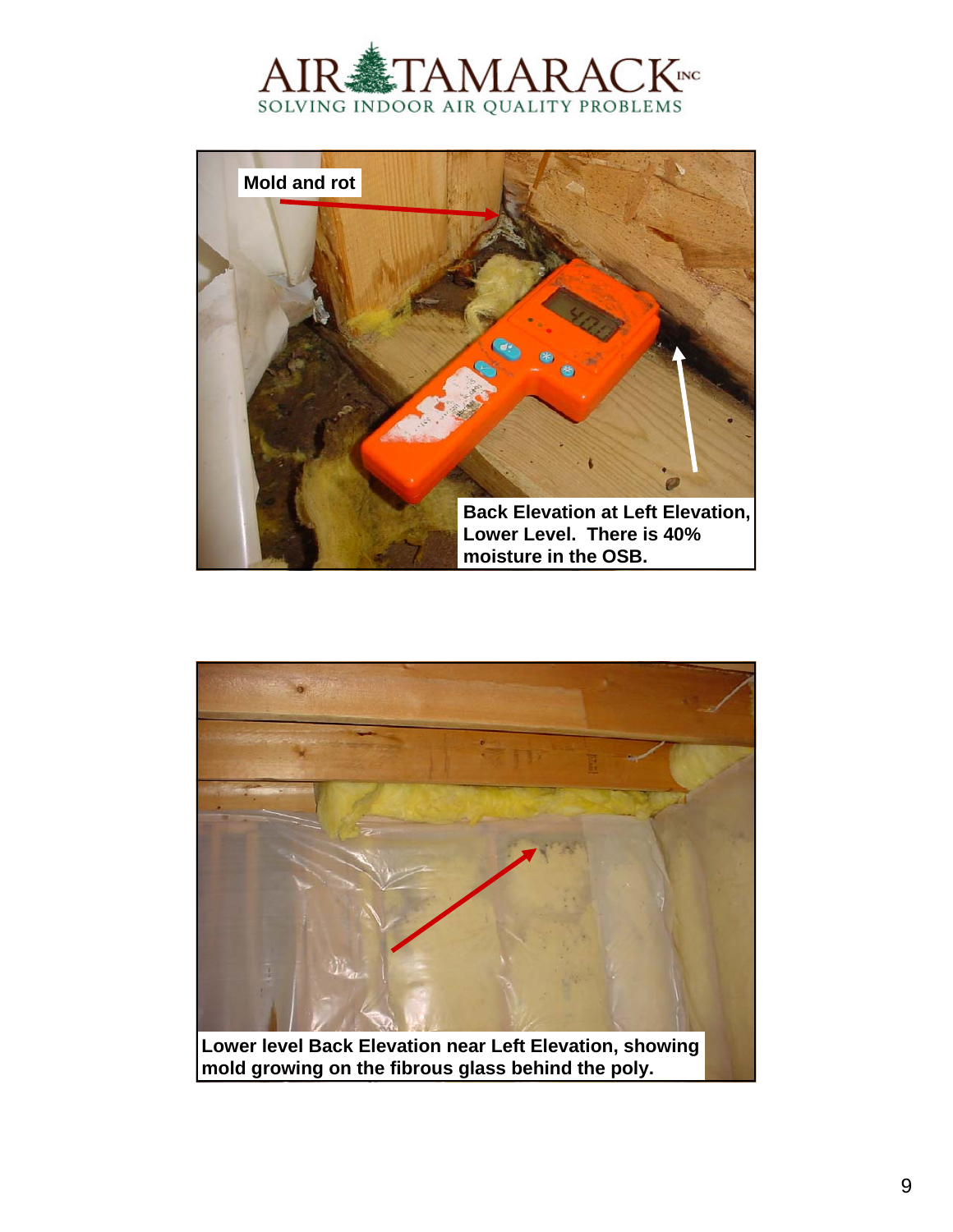Mold and rot

Back Elevation at Left Elevation, Lower Level. There is 40% moisture in the OSB.

Lower level Back Elevation near Left Elevation, showing mold growing on the fibrous glass behind the poly.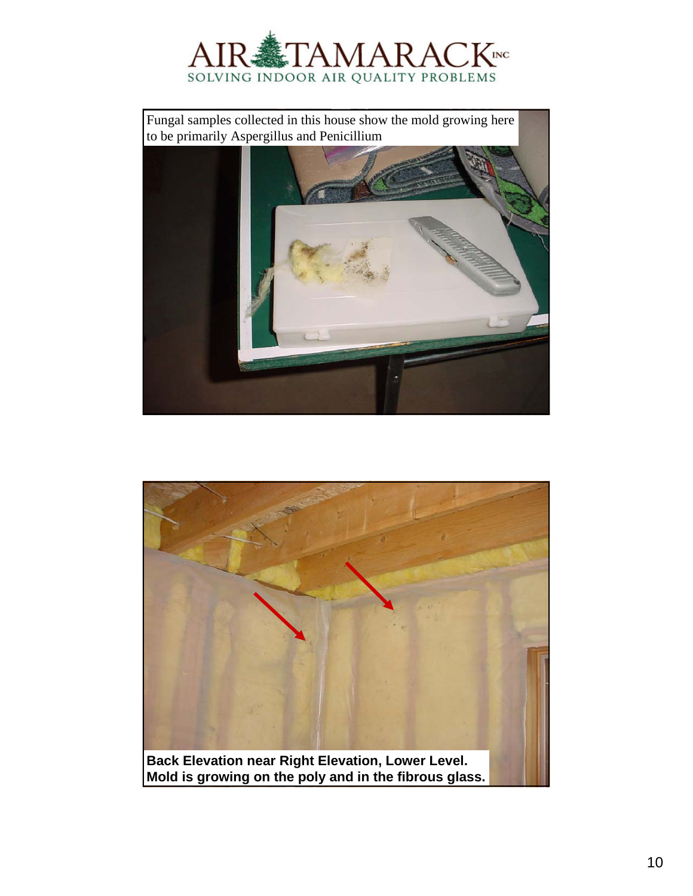Fungal samples collected in this house show the mold growing here to be primarily Aspergillus and Penicillium

**Back Elevation near Right Elevation, Lower Level. Mold is growing on the poly and in the fibrous glass.**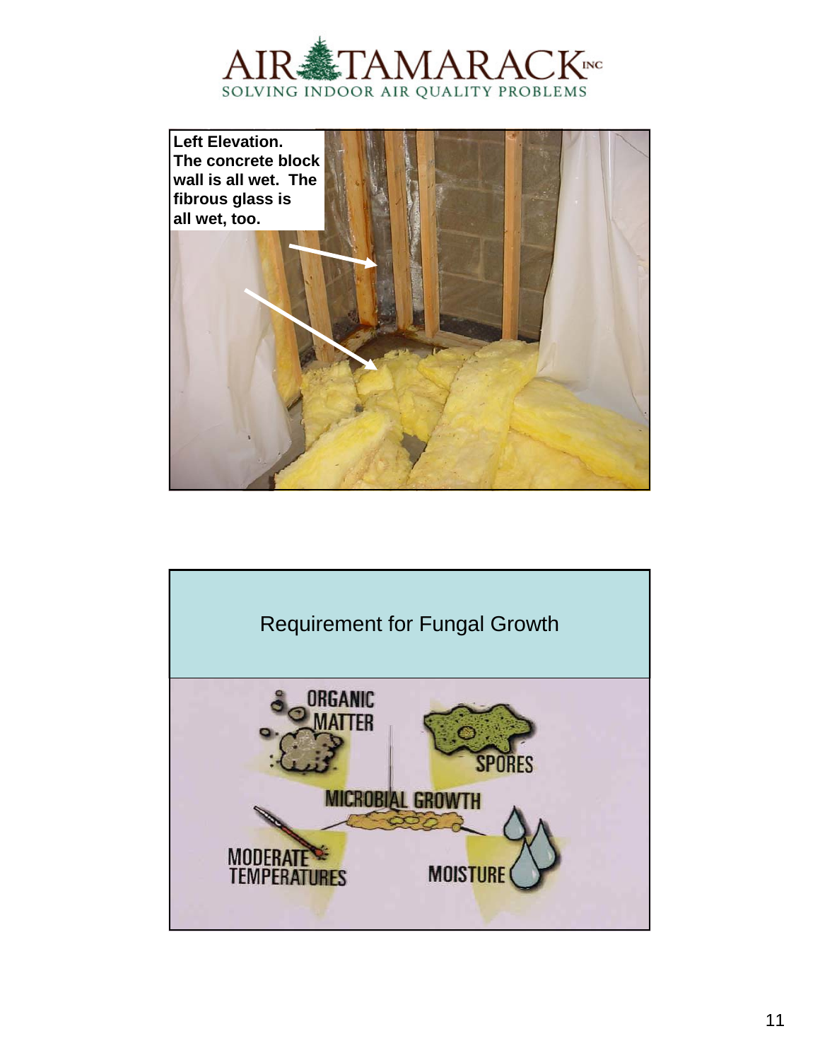Left Elevation. The concrete block wall is all wet. The fibrous glass is all wet, too.

## Requirement for Fungal Growth

- ORGANIC MATTER
- SPORES
- MICROBIAL GROWTH
- MODERATE TEMPERATURES
- MOISTURE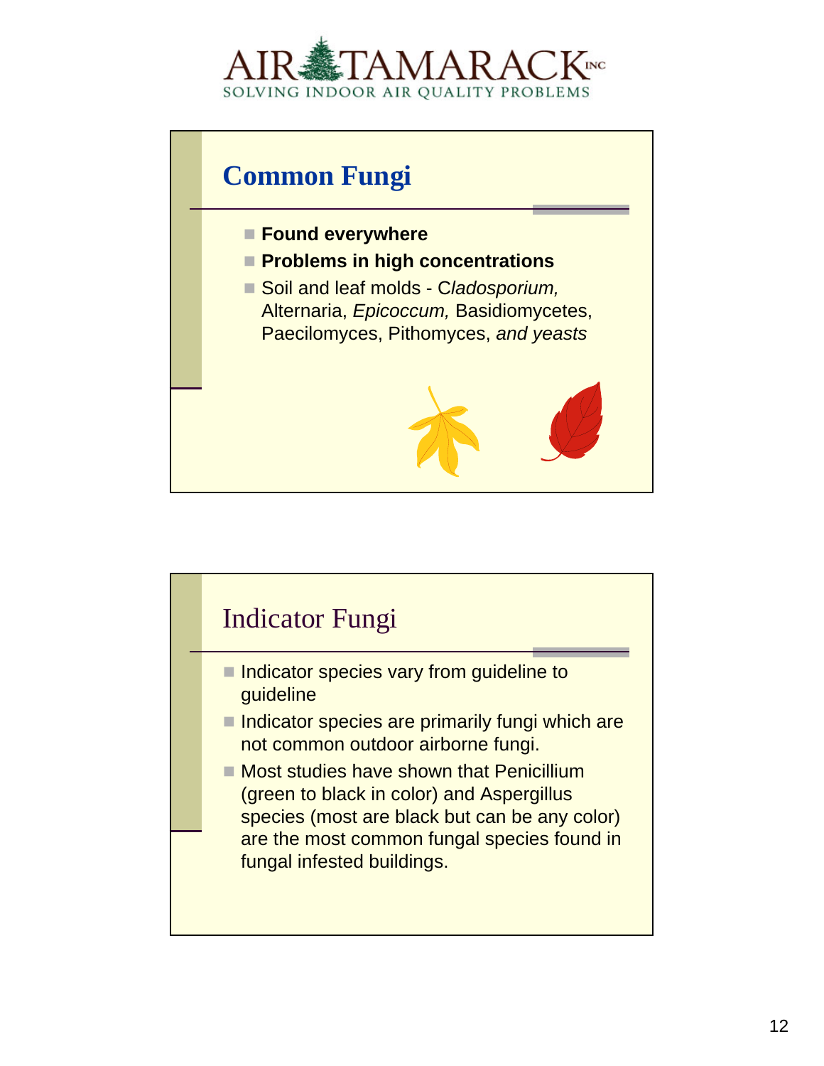## Common Fungi

- **Found everywhere**
- **Problems in high concentrations**
- Soil and leaf molds - C*ladosporium,* Alternaria, *Epicoccum,* Basidiomycetes, Paecilomyces, Pithomyces, *and yeasts*

## Indicator Fungi

- Indicator species vary from guideline to guideline
- Indicator species are primarily fungi which are not common outdoor airborne fungi.
- Most studies have shown that Penicillium (green to black in color) and Aspergillus species (most are black but can be any color) are the most common fungal species found in fungal infested buildings.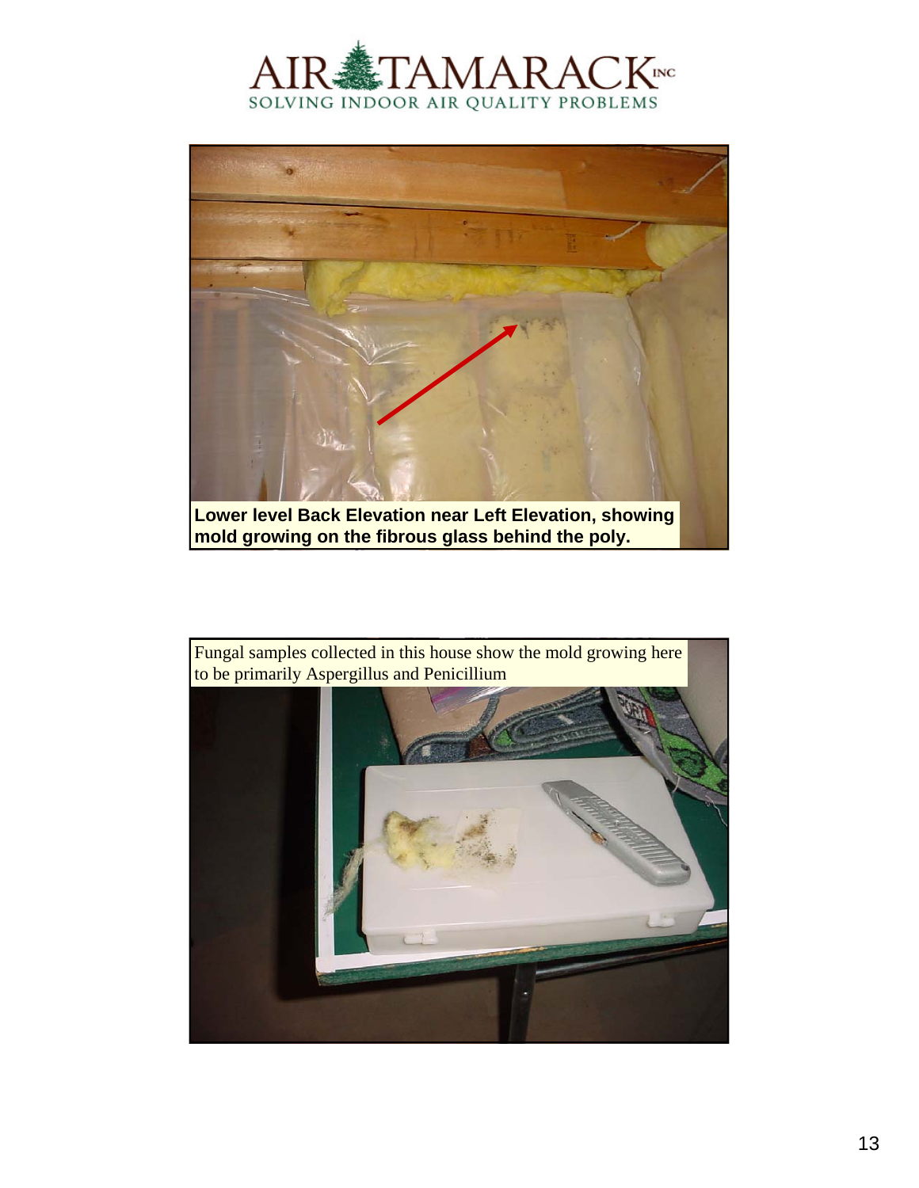Lower level Back Elevation near Left Elevation, showing mold growing on the fibrous glass behind the poly.

Fungal samples collected in this house show the mold growing here to be primarily Aspergillus and Penicillium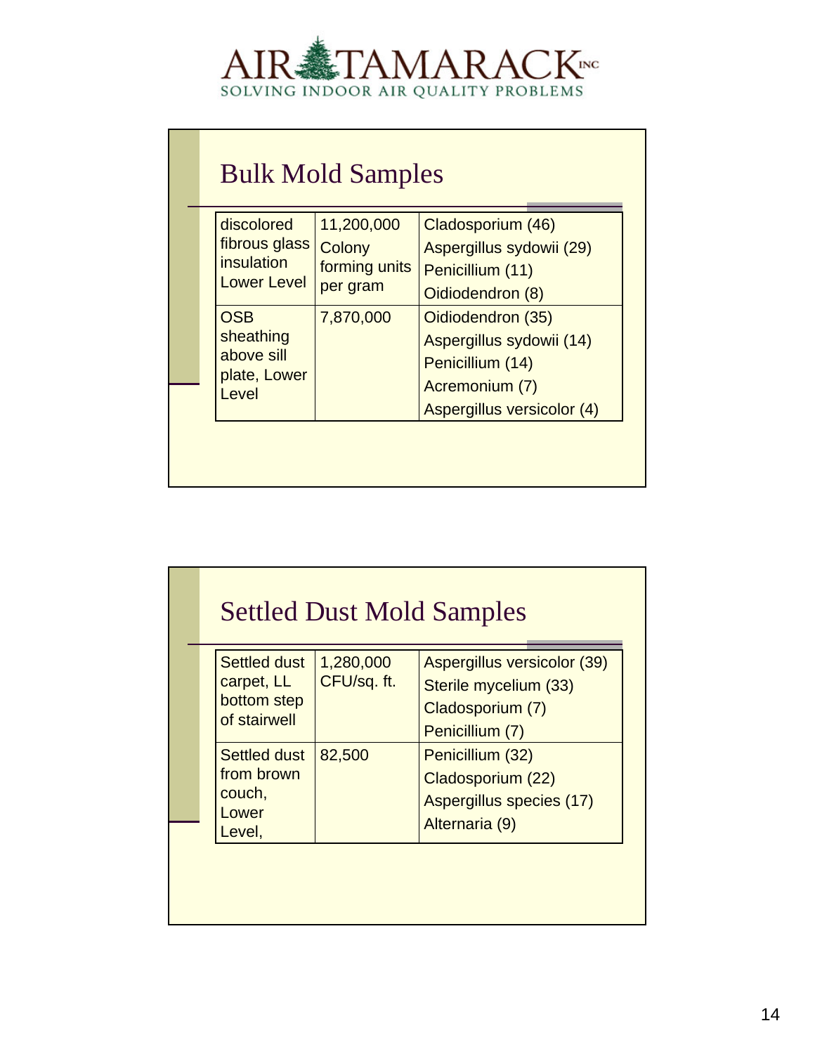## Bulk Mold Samples

| | | |
|---|---|---|
| discolored fibrous glass insulation Lower Level | 11,200,000 Colony forming units per gram | Cladosporium (46)<br>Aspergillus sydowii (29)<br>Penicillium (11)<br>Oidiodendron (8) |
| OSB sheathing above sill plate, Lower Level | 7,870,000 | Oidiodendron (35)<br>Aspergillus sydowii (14)<br>Penicillium (14)<br>Acremonium (7)<br>Aspergillus versicolor (4) |

## Settled Dust Mold Samples

| | | |
|---|---|---|
| Settled dust carpet, LL bottom step of stairwell | 1,280,000 CFU/sq. ft. | Aspergillus versicolor (39)<br>Sterile mycelium (33)<br>Cladosporium (7)<br>Penicillium (7) |
| Settled dust from brown couch, Lower Level, | 82,500 | Penicillium (32)<br>Cladosporium (22)<br>Aspergillus species (17)<br>Alternaria (9) |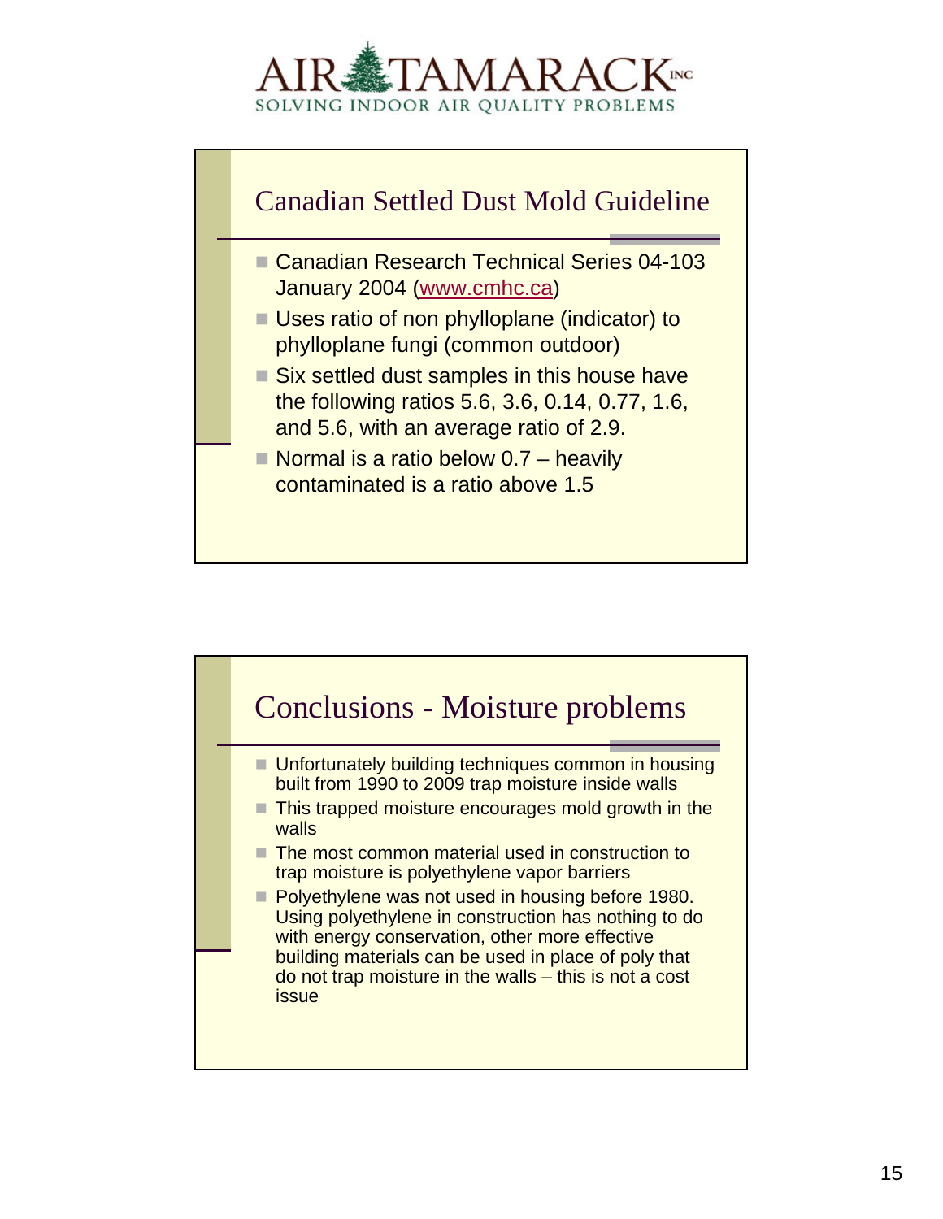## Canadian Settled Dust Mold Guideline

- Canadian Research Technical Series 04-103 January 2004 (www.cmhc.ca)
- Uses ratio of non phylloplane (indicator) to phylloplane fungi (common outdoor)
- Six settled dust samples in this house have the following ratios 5.6, 3.6, 0.14, 0.77, 1.6, and 5.6, with an average ratio of 2.9.
- Normal is a ratio below 0.7 – heavily contaminated is a ratio above 1.5

## Conclusions - Moisture problems

- Unfortunately building techniques common in housing built from 1990 to 2009 trap moisture inside walls
- This trapped moisture encourages mold growth in the walls
- The most common material used in construction to trap moisture is polyethylene vapor barriers
- Polyethylene was not used in housing before 1980. Using polyethylene in construction has nothing to do with energy conservation, other more effective building materials can be used in place of poly that do not trap moisture in the walls – this is not a cost issue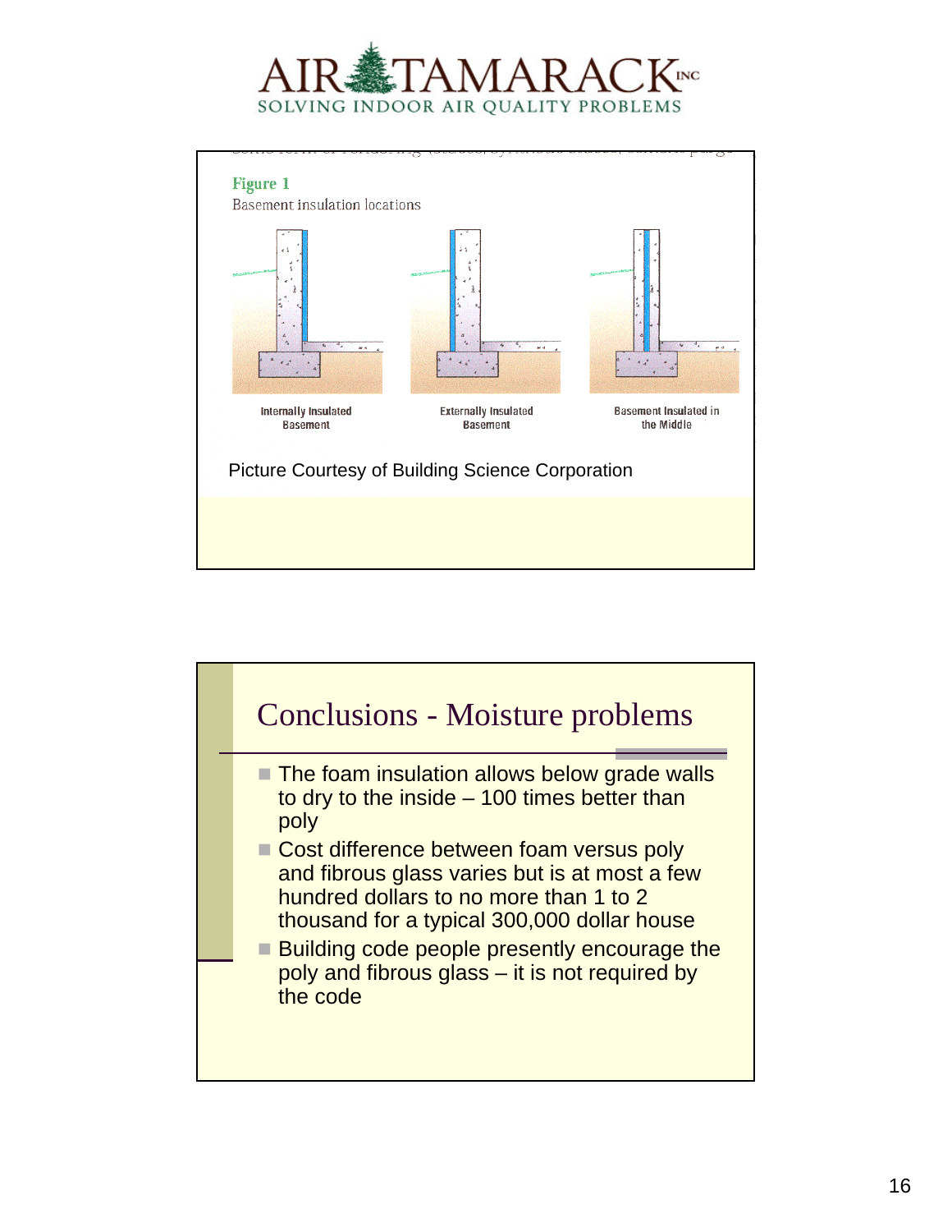Figure 1

Basement insulation locations

Internally Insulated Basement

Externally Insulated Basement

Basement Insulated in the Middle

Picture Courtesy of Building Science Corporation

## Conclusions - Moisture problems

- The foam insulation allows below grade walls to dry to the inside – 100 times better than poly
- Cost difference between foam versus poly and fibrous glass varies but is at most a few hundred dollars to no more than 1 to 2 thousand for a typical 300,000 dollar house
- Building code people presently encourage the poly and fibrous glass – it is not required by the code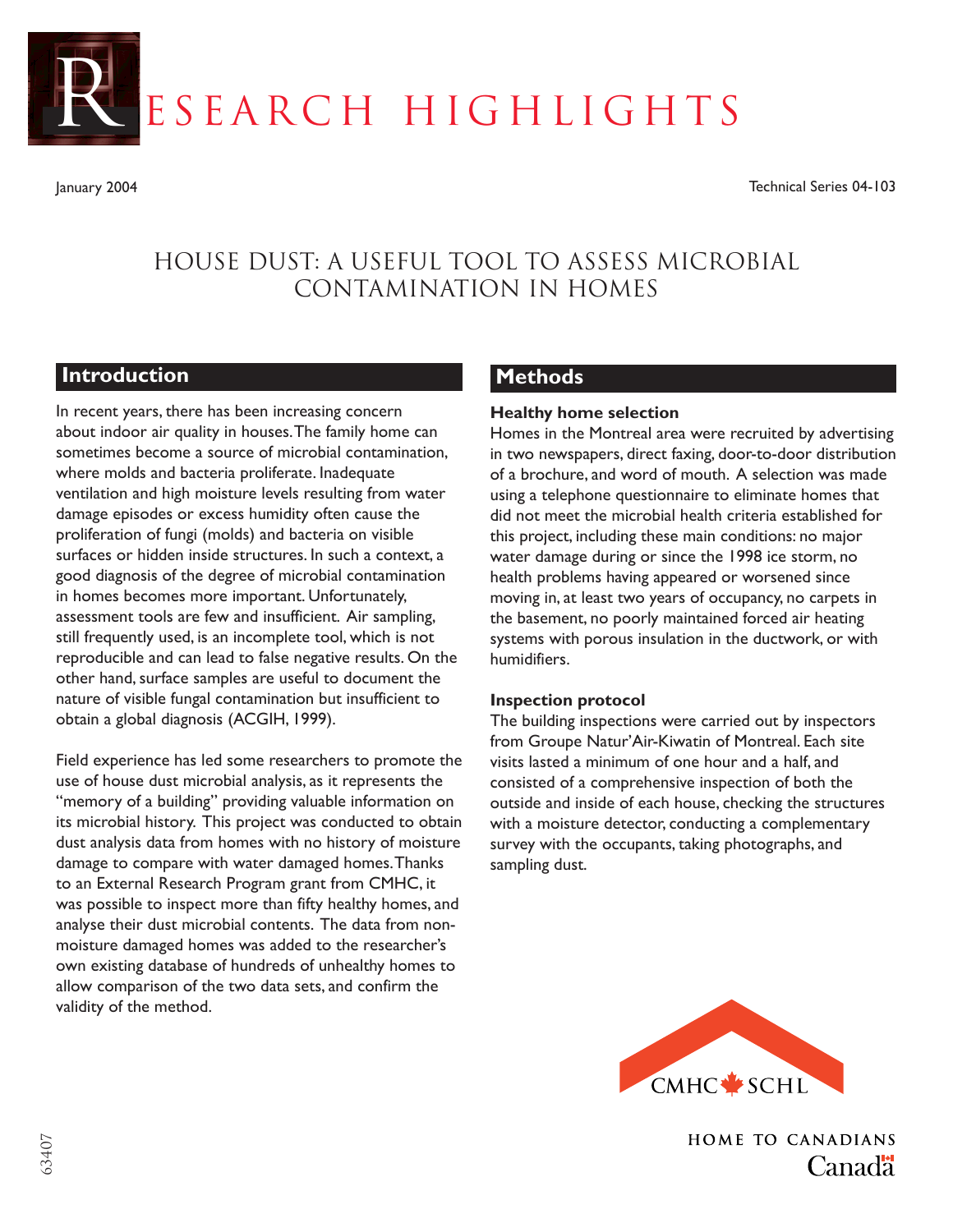# RESEARCH HIGHLIGHTS

January 2004

Technical Series 04-103

## HOUSE DUST: A USEFUL TOOL TO ASSESS MICROBIAL CONTAMINATION IN HOMES

## Introduction

In recent years, there has been increasing concern about indoor air quality in houses. The family home can sometimes become a source of microbial contamination, where molds and bacteria proliferate. Inadequate ventilation and high moisture levels resulting from water damage episodes or excess humidity often cause the proliferation of fungi (molds) and bacteria on visible surfaces or hidden inside structures. In such a context, a good diagnosis of the degree of microbial contamination in homes becomes more important. Unfortunately, assessment tools are few and insufficient. Air sampling, still frequently used, is an incomplete tool, which is not reproducible and can lead to false negative results. On the other hand, surface samples are useful to document the nature of visible fungal contamination but insufficient to obtain a global diagnosis (ACGIH, 1999).

Field experience has led some researchers to promote the use of house dust microbial analysis, as it represents the "memory of a building" providing valuable information on its microbial history. This project was conducted to obtain dust analysis data from homes with no history of moisture damage to compare with water damaged homes. Thanks to an External Research Program grant from CMHC, it was possible to inspect more than fifty healthy homes, and analyse their dust microbial contents. The data from non-moisture damaged homes was added to the researcher's own existing database of hundreds of unhealthy homes to allow comparison of the two data sets, and confirm the validity of the method.

## Methods

### Healthy home selection

Homes in the Montreal area were recruited by advertising in two newspapers, direct faxing, door-to-door distribution of a brochure, and word of mouth. A selection was made using a telephone questionnaire to eliminate homes that did not meet the microbial health criteria established for this project, including these main conditions: no major water damage during or since the 1998 ice storm, no health problems having appeared or worsened since moving in, at least two years of occupancy, no carpets in the basement, no poorly maintained forced air heating systems with porous insulation in the ductwork, or with humidifiers.

### Inspection protocol

The building inspections were carried out by inspectors from Groupe Natur'Air-Kiwatin of Montreal. Each site visits lasted a minimum of one hour and a half, and consisted of a comprehensive inspection of both the outside and inside of each house, checking the structures with a moisture detector, conducting a complementary survey with the occupants, taking photographs, and sampling dust.

CMHC SCHL

HOME TO CANADIANS

Canada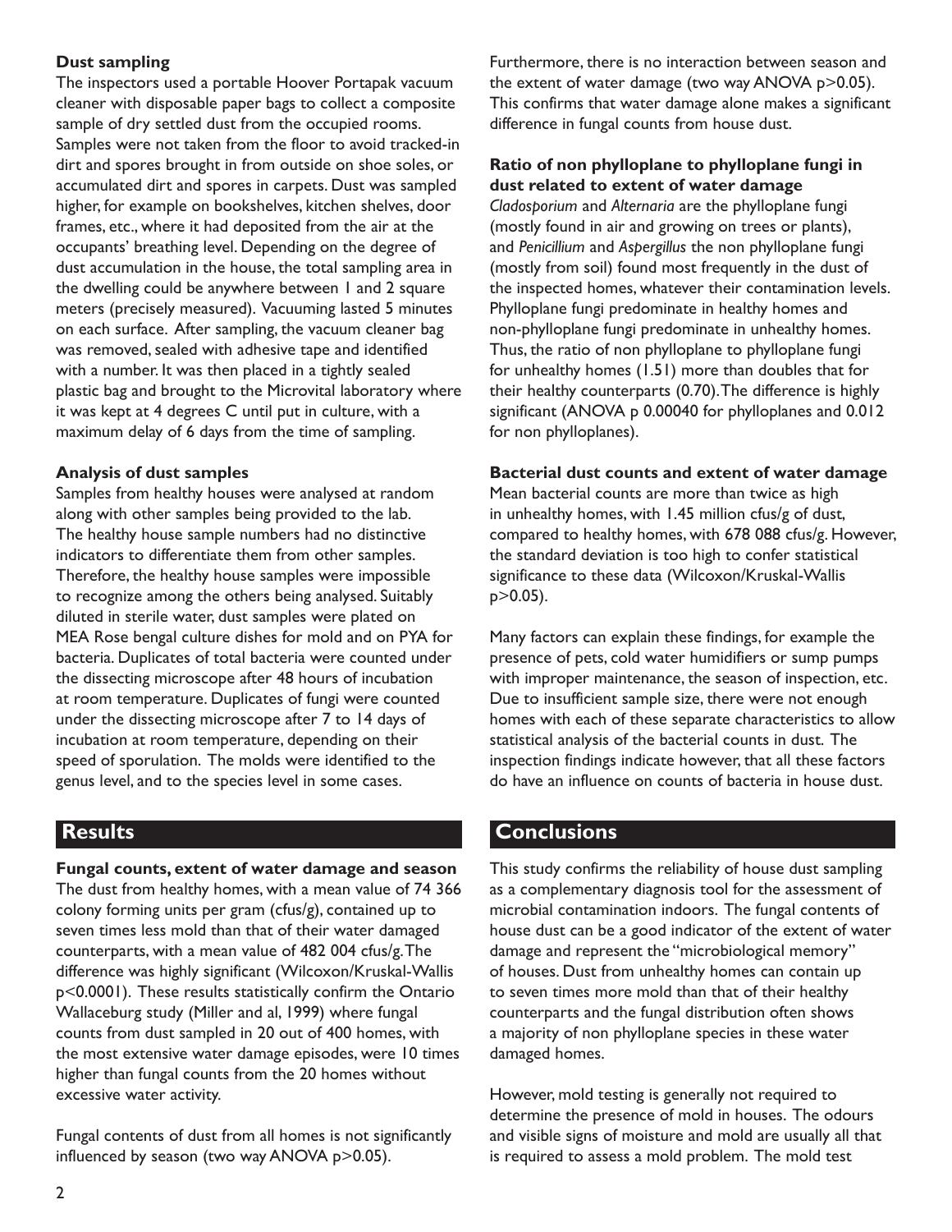### Dust sampling

The inspectors used a portable Hoover Portapak vacuum cleaner with disposable paper bags to collect a composite sample of dry settled dust from the occupied rooms. Samples were not taken from the floor to avoid tracked-in dirt and spores brought in from outside on shoe soles, or accumulated dirt and spores in carpets. Dust was sampled higher, for example on bookshelves, kitchen shelves, door frames, etc., where it had deposited from the air at the occupants' breathing level. Depending on the degree of dust accumulation in the house, the total sampling area in the dwelling could be anywhere between 1 and 2 square meters (precisely measured). Vacuuming lasted 5 minutes on each surface. After sampling, the vacuum cleaner bag was removed, sealed with adhesive tape and identified with a number. It was then placed in a tightly sealed plastic bag and brought to the Microvital laboratory where it was kept at 4 degrees C until put in culture, with a maximum delay of 6 days from the time of sampling.

### Analysis of dust samples

Samples from healthy houses were analysed at random along with other samples being provided to the lab. The healthy house sample numbers had no distinctive indicators to differentiate them from other samples. Therefore, the healthy house samples were impossible to recognize among the others being analysed. Suitably diluted in sterile water, dust samples were plated on MEA Rose bengal culture dishes for mold and on PYA for bacteria. Duplicates of total bacteria were counted under the dissecting microscope after 48 hours of incubation at room temperature. Duplicates of fungi were counted under the dissecting microscope after 7 to 14 days of incubation at room temperature, depending on their speed of sporulation. The molds were identified to the genus level, and to the species level in some cases.

## Results

### Fungal counts, extent of water damage and season

The dust from healthy homes, with a mean value of 74 366 colony forming units per gram (cfus/g), contained up to seven times less mold than that of their water damaged counterparts, with a mean value of 482 004 cfus/g. The difference was highly significant (Wilcoxon/Kruskal-Wallis $p<0.0001$). These results statistically confirm the Ontario Wallaceburg study (Miller and al, 1999) where fungal counts from dust sampled in 20 out of 400 homes, with the most extensive water damage episodes, were 10 times higher than fungal counts from the 20 homes without excessive water activity.

Fungal contents of dust from all homes is not significantly influenced by season (two way ANOVA $p>0.05$). Furthermore, there is no interaction between season and the extent of water damage (two way ANOVA $p>0.05$). This confirms that water damage alone makes a significant difference in fungal counts from house dust.

### Ratio of non phylloplane to phylloplane fungi in dust related to extent of water damage

*Cladosporium* and *Alternaria* are the phylloplane fungi (mostly found in air and growing on trees or plants), and *Penicillium* and *Aspergillus* the non phylloplane fungi (mostly from soil) found most frequently in the dust of the inspected homes, whatever their contamination levels. Phylloplane fungi predominate in healthy homes and non-phylloplane fungi predominate in unhealthy homes. Thus, the ratio of non phylloplane to phylloplane fungi for unhealthy homes (1.51) more than doubles that for their healthy counterparts (0.70). The difference is highly significant (ANOVA p 0.00040 for phylloplanes and 0.012 for non phylloplanes).

### Bacterial dust counts and extent of water damage

Mean bacterial counts are more than twice as high in unhealthy homes, with 1.45 million cfus/g of dust, compared to healthy homes, with 678 088 cfus/g. However, the standard deviation is too high to confer statistical significance to these data (Wilcoxon/Kruskal-Wallis $p>0.05$).

Many factors can explain these findings, for example the presence of pets, cold water humidifiers or sump pumps with improper maintenance, the season of inspection, etc. Due to insufficient sample size, there were not enough homes with each of these separate characteristics to allow statistical analysis of the bacterial counts in dust. The inspection findings indicate however, that all these factors do have an influence on counts of bacteria in house dust.

## Conclusions

This study confirms the reliability of house dust sampling as a complementary diagnosis tool for the assessment of microbial contamination indoors. The fungal contents of house dust can be a good indicator of the extent of water damage and represent the "microbiological memory" of houses. Dust from unhealthy homes can contain up to seven times more mold than that of their healthy counterparts and the fungal distribution often shows a majority of non phylloplane species in these water damaged homes.

However, mold testing is generally not required to determine the presence of mold in houses. The odours and visible signs of moisture and mold are usually all that is required to assess a mold problem. The mold test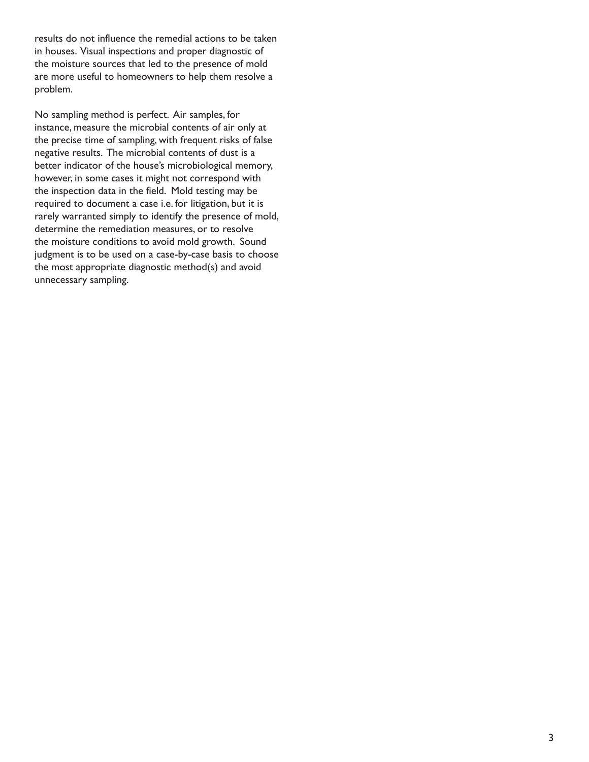results do not influence the remedial actions to be taken in houses. Visual inspections and proper diagnostic of the moisture sources that led to the presence of mold are more useful to homeowners to help them resolve a problem.

No sampling method is perfect. Air samples, for instance, measure the microbial contents of air only at the precise time of sampling, with frequent risks of false negative results. The microbial contents of dust is a better indicator of the house's microbiological memory, however, in some cases it might not correspond with the inspection data in the field. Mold testing may be required to document a case i.e. for litigation, but it is rarely warranted simply to identify the presence of mold, determine the remediation measures, or to resolve the moisture conditions to avoid mold growth. Sound judgment is to be used on a case-by-case basis to choose the most appropriate diagnostic method(s) and avoid unnecessary sampling.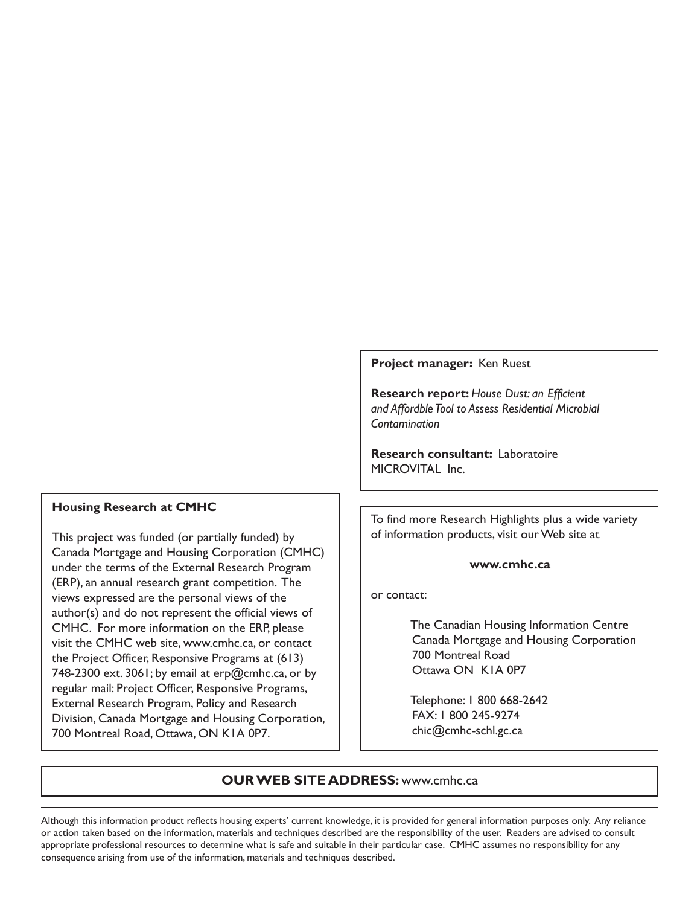**Project manager:** Ken Ruest

**Research report:** *House Dust: an Efficient and Affordble Tool to Assess Residential Microbial Contamination*

**Research consultant:** Laboratoire MICROVITAL Inc.

**Housing Research at CMHC**

This project was funded (or partially funded) by Canada Mortgage and Housing Corporation (CMHC) under the terms of the External Research Program (ERP), an annual research grant competition. The views expressed are the personal views of the author(s) and do not represent the official views of CMHC. For more information on the ERP, please visit the CMHC web site, www.cmhc.ca, or contact the Project Officer, Responsive Programs at (613) 748-2300 ext. 3061; by email at erp@cmhc.ca, or by regular mail: Project Officer, Responsive Programs, External Research Program, Policy and Research Division, Canada Mortgage and Housing Corporation, 700 Montreal Road, Ottawa, ON K1A 0P7.

To find more Research Highlights plus a wide variety of information products, visit our Web site at

**www.cmhc.ca**

or contact:

The Canadian Housing Information Centre
Canada Mortgage and Housing Corporation
700 Montreal Road
Ottawa ON K1A 0P7

Telephone: 1 800 668-2642
FAX: 1 800 245-9274
chic@cmhc-schl.gc.ca

**OUR WEB SITE ADDRESS:** www.cmhc.ca

Although this information product reflects housing experts' current knowledge, it is provided for general information purposes only. Any reliance or action taken based on the information, materials and techniques described are the responsibility of the user. Readers are advised to consult appropriate professional resources to determine what is safe and suitable in their particular case. CMHC assumes no responsibility for any consequence arising from use of the information, materials and techniques described.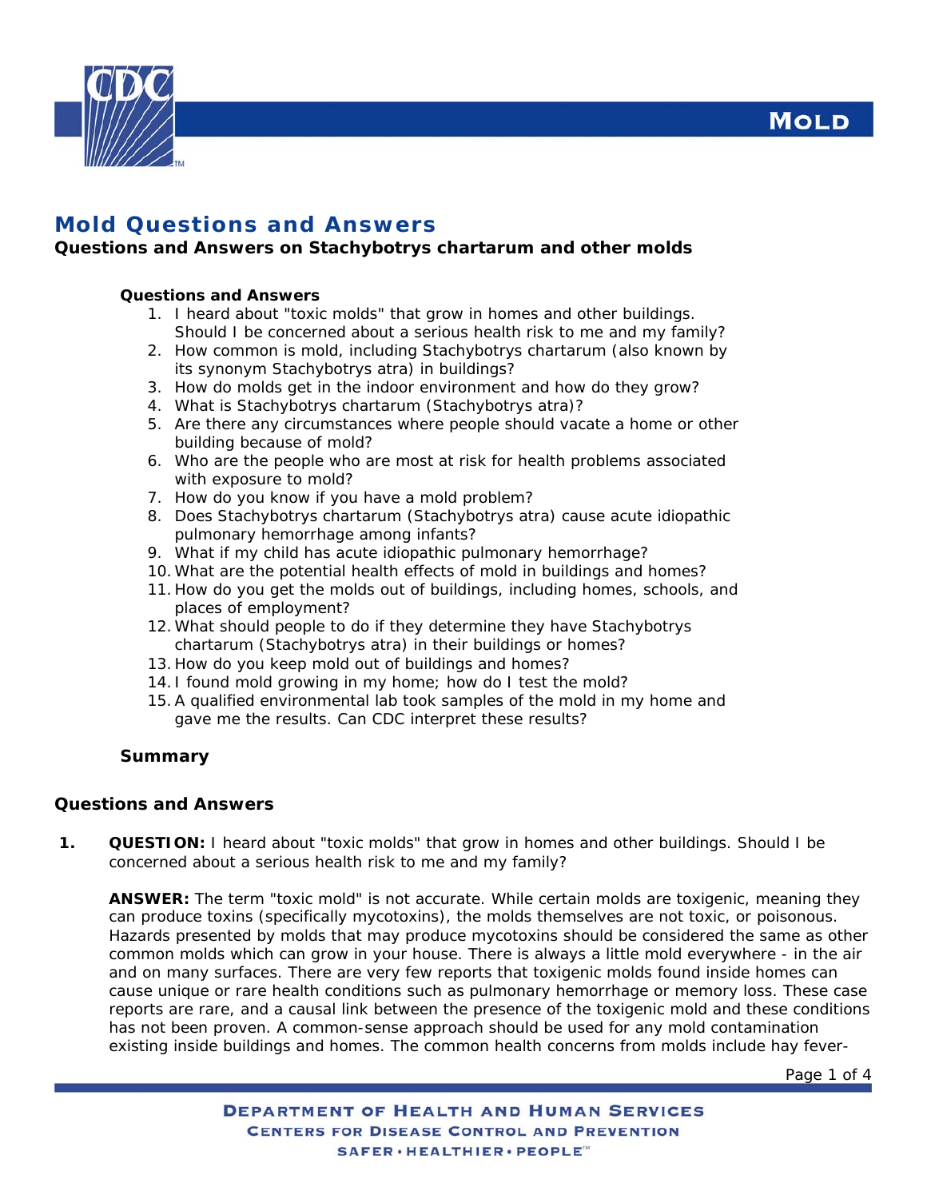# Mold Questions and Answers

## Questions and Answers on Stachybotrys chartarum and other molds

### Questions and Answers

1. I heard about "toxic molds" that grow in homes and other buildings. Should I be concerned about a serious health risk to me and my family?
2. How common is mold, including Stachybotrys chartarum (also known by its synonym Stachybotrys atra) in buildings?
3. How do molds get in the indoor environment and how do they grow?
4. What is Stachybotrys chartarum (Stachybotrys atra)?
5. Are there any circumstances where people should vacate a home or other building because of mold?
6. Who are the people who are most at risk for health problems associated with exposure to mold?
7. How do you know if you have a mold problem?
8. Does Stachybotrys chartarum (Stachybotrys atra) cause acute idiopathic pulmonary hemorrhage among infants?
9. What if my child has acute idiopathic pulmonary hemorrhage?
10. What are the potential health effects of mold in buildings and homes?
11. How do you get the molds out of buildings, including homes, schools, and places of employment?
12. What should people to do if they determine they have Stachybotrys chartarum (Stachybotrys atra) in their buildings or homes?
13. How do you keep mold out of buildings and homes?
14. I found mold growing in my home; how do I test the mold?
15. A qualified environmental lab took samples of the mold in my home and gave me the results. Can CDC interpret these results?

### Summary

## Questions and Answers

**1.** **QUESTION:** I heard about "toxic molds" that grow in homes and other buildings. Should I be concerned about a serious health risk to me and my family?

**ANSWER:** The term "toxic mold" is not accurate. While certain molds are toxigenic, meaning they can produce toxins (specifically mycotoxins), the molds themselves are not toxic, or poisonous. Hazards presented by molds that may produce mycotoxins should be considered the same as other common molds which can grow in your house. There is always a little mold everywhere - in the air and on many surfaces. There are very few reports that toxigenic molds found inside homes can cause unique or rare health conditions such as pulmonary hemorrhage or memory loss. These case reports are rare, and a causal link between the presence of the toxigenic mold and these conditions has not been proven. A common-sense approach should be used for any mold contamination existing inside buildings and homes. The common health concerns from molds include hay fever-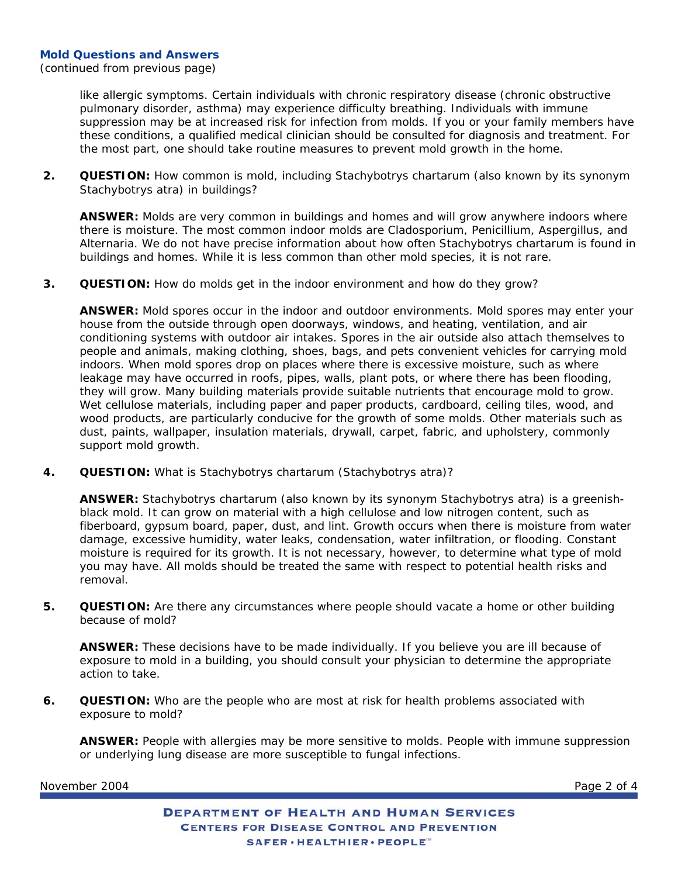**Mold Questions and Answers**
(continued from previous page)

like allergic symptoms. Certain individuals with chronic respiratory disease (chronic obstructive pulmonary disorder, asthma) may experience difficulty breathing. Individuals with immune suppression may be at increased risk for infection from molds. If you or your family members have these conditions, a qualified medical clinician should be consulted for diagnosis and treatment. For the most part, one should take routine measures to prevent mold growth in the home.

2. **QUESTION:** How common is mold, including Stachybotrys chartarum (also known by its synonym Stachybotrys atra) in buildings?

   **ANSWER:** Molds are very common in buildings and homes and will grow anywhere indoors where there is moisture. The most common indoor molds are Cladosporium, Penicillium, Aspergillus, and Alternaria. We do not have precise information about how often Stachybotrys chartarum is found in buildings and homes. While it is less common than other mold species, it is not rare.

3. **QUESTION:** How do molds get in the indoor environment and how do they grow?

   **ANSWER:** Mold spores occur in the indoor and outdoor environments. Mold spores may enter your house from the outside through open doorways, windows, and heating, ventilation, and air conditioning systems with outdoor air intakes. Spores in the air outside also attach themselves to people and animals, making clothing, shoes, bags, and pets convenient vehicles for carrying mold indoors. When mold spores drop on places where there is excessive moisture, such as where leakage may have occurred in roofs, pipes, walls, plant pots, or where there has been flooding, they will grow. Many building materials provide suitable nutrients that encourage mold to grow. Wet cellulose materials, including paper and paper products, cardboard, ceiling tiles, wood, and wood products, are particularly conducive for the growth of some molds. Other materials such as dust, paints, wallpaper, insulation materials, drywall, carpet, fabric, and upholstery, commonly support mold growth.

4. **QUESTION:** What is Stachybotrys chartarum (Stachybotrys atra)?

   **ANSWER:** Stachybotrys chartarum (also known by its synonym Stachybotrys atra) is a greenish-black mold. It can grow on material with a high cellulose and low nitrogen content, such as fiberboard, gypsum board, paper, dust, and lint. Growth occurs when there is moisture from water damage, excessive humidity, water leaks, condensation, water infiltration, or flooding. Constant moisture is required for its growth. It is not necessary, however, to determine what type of mold you may have. All molds should be treated the same with respect to potential health risks and removal.

5. **QUESTION:** Are there any circumstances where people should vacate a home or other building because of mold?

   **ANSWER:** These decisions have to be made individually. If you believe you are ill because of exposure to mold in a building, you should consult your physician to determine the appropriate action to take.

6. **QUESTION:** Who are the people who are most at risk for health problems associated with exposure to mold?

   **ANSWER:** People with allergies may be more sensitive to molds. People with immune suppression or underlying lung disease are more susceptible to fungal infections.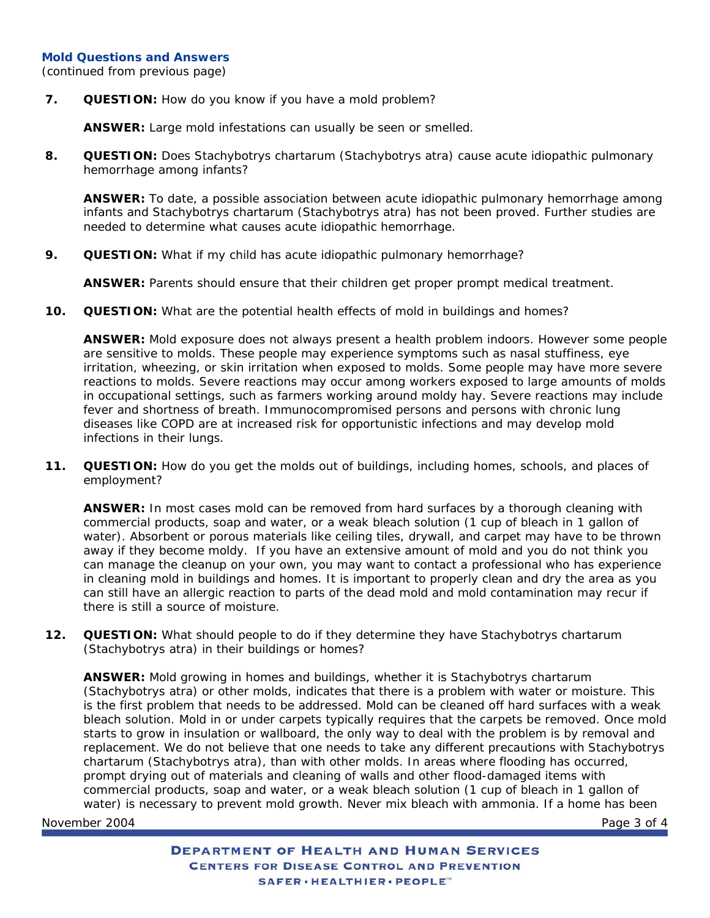**Mold Questions and Answers**
(continued from previous page)

**7. QUESTION:** How do you know if you have a mold problem?

**ANSWER:** Large mold infestations can usually be seen or smelled.

**8. QUESTION:** Does Stachybotrys chartarum (Stachybotrys atra) cause acute idiopathic pulmonary hemorrhage among infants?

**ANSWER:** To date, a possible association between acute idiopathic pulmonary hemorrhage among infants and Stachybotrys chartarum (Stachybotrys atra) has not been proved. Further studies are needed to determine what causes acute idiopathic hemorrhage.

**9. QUESTION:** What if my child has acute idiopathic pulmonary hemorrhage?

**ANSWER:** Parents should ensure that their children get proper prompt medical treatment.

**10. QUESTION:** What are the potential health effects of mold in buildings and homes?

**ANSWER:** Mold exposure does not always present a health problem indoors. However some people are sensitive to molds. These people may experience symptoms such as nasal stuffiness, eye irritation, wheezing, or skin irritation when exposed to molds. Some people may have more severe reactions to molds. Severe reactions may occur among workers exposed to large amounts of molds in occupational settings, such as farmers working around moldy hay. Severe reactions may include fever and shortness of breath. Immunocompromised persons and persons with chronic lung diseases like COPD are at increased risk for opportunistic infections and may develop mold infections in their lungs.

**11. QUESTION:** How do you get the molds out of buildings, including homes, schools, and places of employment?

**ANSWER:** In most cases mold can be removed from hard surfaces by a thorough cleaning with commercial products, soap and water, or a weak bleach solution (1 cup of bleach in 1 gallon of water). Absorbent or porous materials like ceiling tiles, drywall, and carpet may have to be thrown away if they become moldy. If you have an extensive amount of mold and you do not think you can manage the cleanup on your own, you may want to contact a professional who has experience in cleaning mold in buildings and homes. It is important to properly clean and dry the area as you can still have an allergic reaction to parts of the dead mold and mold contamination may recur if there is still a source of moisture.

**12. QUESTION:** What should people to do if they determine they have Stachybotrys chartarum (Stachybotrys atra) in their buildings or homes?

**ANSWER:** Mold growing in homes and buildings, whether it is Stachybotrys chartarum (Stachybotrys atra) or other molds, indicates that there is a problem with water or moisture. This is the first problem that needs to be addressed. Mold can be cleaned off hard surfaces with a weak bleach solution. Mold in or under carpets typically requires that the carpets be removed. Once mold starts to grow in insulation or wallboard, the only way to deal with the problem is by removal and replacement. We do not believe that one needs to take any different precautions with Stachybotrys chartarum (Stachybotrys atra), than with other molds. In areas where flooding has occurred, prompt drying out of materials and cleaning of walls and other flood-damaged items with commercial products, soap and water, or a weak bleach solution (1 cup of bleach in 1 gallon of water) is necessary to prevent mold growth. Never mix bleach with ammonia. If a home has been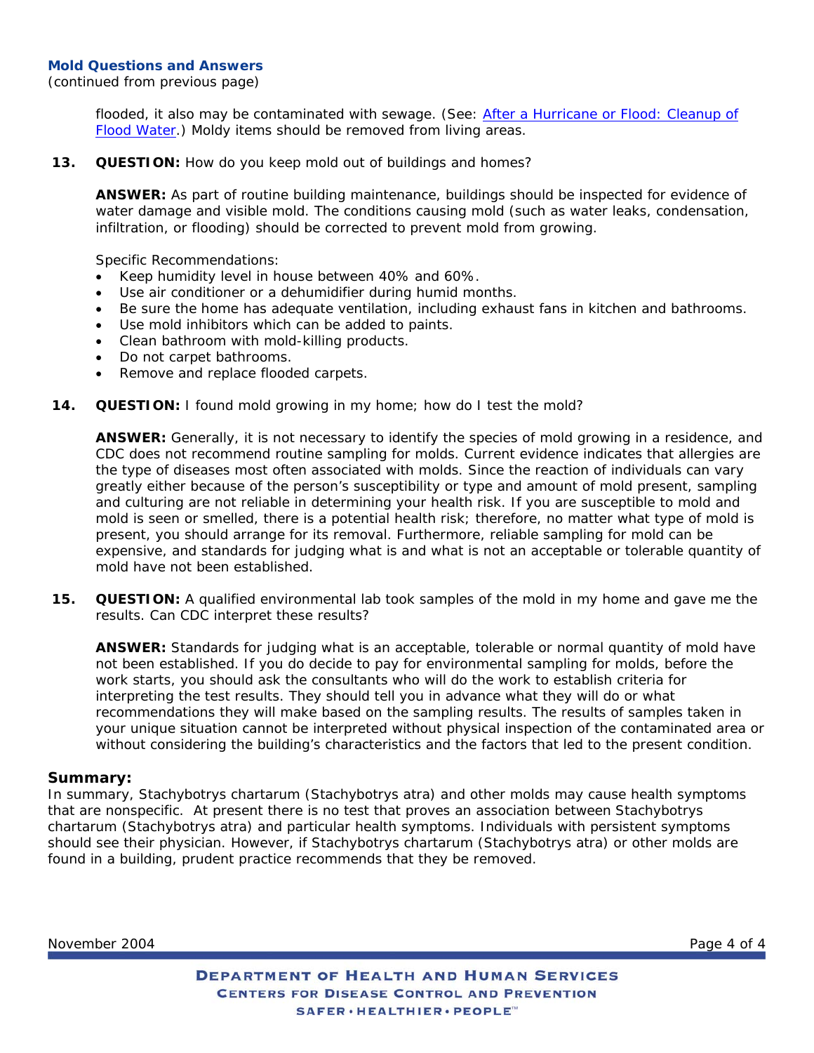flooded, it also may be contaminated with sewage. (See: After a Hurricane or Flood: Cleanup of Flood Water.) Moldy items should be removed from living areas.

**13. QUESTION:** How do you keep mold out of buildings and homes?

**ANSWER:** As part of routine building maintenance, buildings should be inspected for evidence of water damage and visible mold. The conditions causing mold (such as water leaks, condensation, infiltration, or flooding) should be corrected to prevent mold from growing.

Specific Recommendations:

- Keep humidity level in house between 40% and 60%.
- Use air conditioner or a dehumidifier during humid months.
- Be sure the home has adequate ventilation, including exhaust fans in kitchen and bathrooms.
- Use mold inhibitors which can be added to paints.
- Clean bathroom with mold-killing products.
- Do not carpet bathrooms.
- Remove and replace flooded carpets.

**14. QUESTION:** I found mold growing in my home; how do I test the mold?

**ANSWER:** Generally, it is not necessary to identify the species of mold growing in a residence, and CDC does not recommend routine sampling for molds. Current evidence indicates that allergies are the type of diseases most often associated with molds. Since the reaction of individuals can vary greatly either because of the person's susceptibility or type and amount of mold present, sampling and culturing are not reliable in determining your health risk. If you are susceptible to mold and mold is seen or smelled, there is a potential health risk; therefore, no matter what type of mold is present, you should arrange for its removal. Furthermore, reliable sampling for mold can be expensive, and standards for judging what is and what is not an acceptable or tolerable quantity of mold have not been established.

**15. QUESTION:** A qualified environmental lab took samples of the mold in my home and gave me the results. Can CDC interpret these results?

**ANSWER:** Standards for judging what is an acceptable, tolerable or normal quantity of mold have not been established. If you do decide to pay for environmental sampling for molds, before the work starts, you should ask the consultants who will do the work to establish criteria for interpreting the test results. They should tell you in advance what they will do or what recommendations they will make based on the sampling results. The results of samples taken in your unique situation cannot be interpreted without physical inspection of the contaminated area or without considering the building's characteristics and the factors that led to the present condition.

## Summary:

In summary, Stachybotrys chartarum (Stachybotrys atra) and other molds may cause health symptoms that are nonspecific. At present there is no test that proves an association between Stachybotrys chartarum (Stachybotrys atra) and particular health symptoms. Individuals with persistent symptoms should see their physician. However, if Stachybotrys chartarum (Stachybotrys atra) or other molds are found in a building, prudent practice recommends that they be removed.